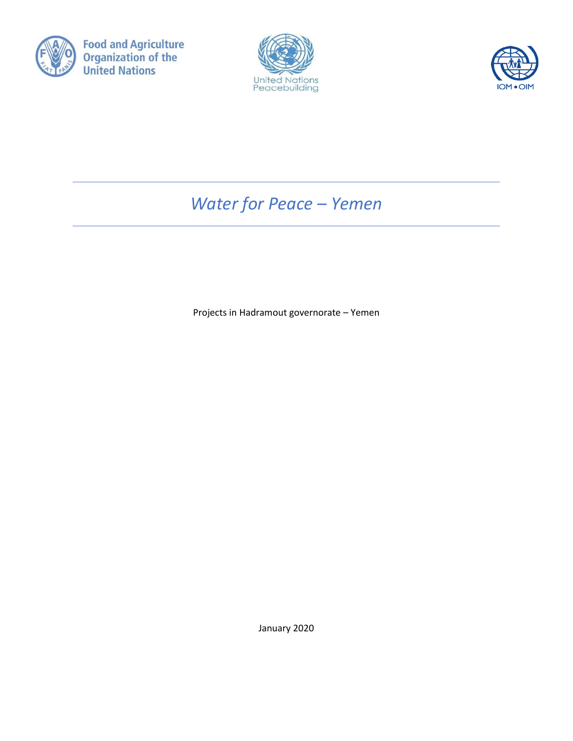Food and Agriculture Organization of the United Nations

United Nations Peacebuilding

IOM • OIM

# *Water for Peace – Yemen*

Projects in Hadramout governorate – Yemen

January 2020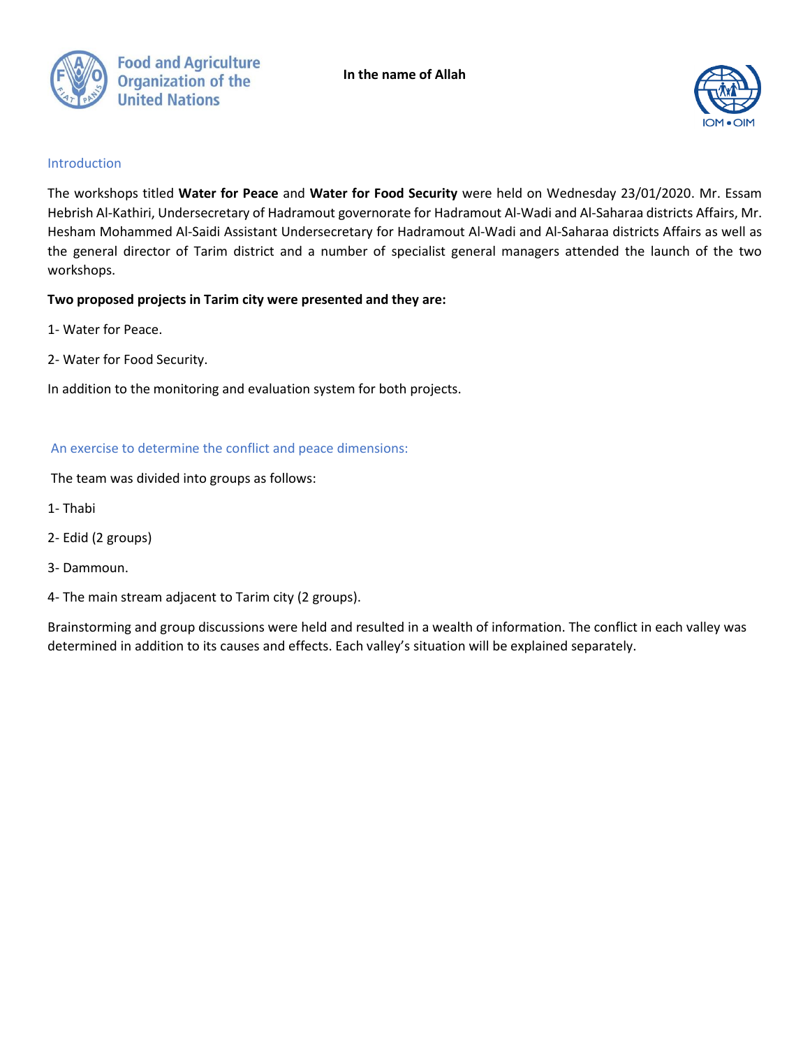In the name of Allah

## Introduction

The workshops titled **Water for Peace** and **Water for Food Security** were held on Wednesday 23/01/2020. Mr. Essam Hebrish Al-Kathiri, Undersecretary of Hadramout governorate for Hadramout Al-Wadi and Al-Saharaa districts Affairs, Mr. Hesham Mohammed Al-Saidi Assistant Undersecretary for Hadramout Al-Wadi and Al-Saharaa districts Affairs as well as the general director of Tarim district and a number of specialist general managers attended the launch of the two workshops.

**Two proposed projects in Tarim city were presented and they are:**

1- Water for Peace.

2- Water for Food Security.

In addition to the monitoring and evaluation system for both projects.

## An exercise to determine the conflict and peace dimensions:

The team was divided into groups as follows:

1- Thabi

2- Edid (2 groups)

3- Dammoun.

4- The main stream adjacent to Tarim city (2 groups).

Brainstorming and group discussions were held and resulted in a wealth of information. The conflict in each valley was determined in addition to its causes and effects. Each valley's situation will be explained separately.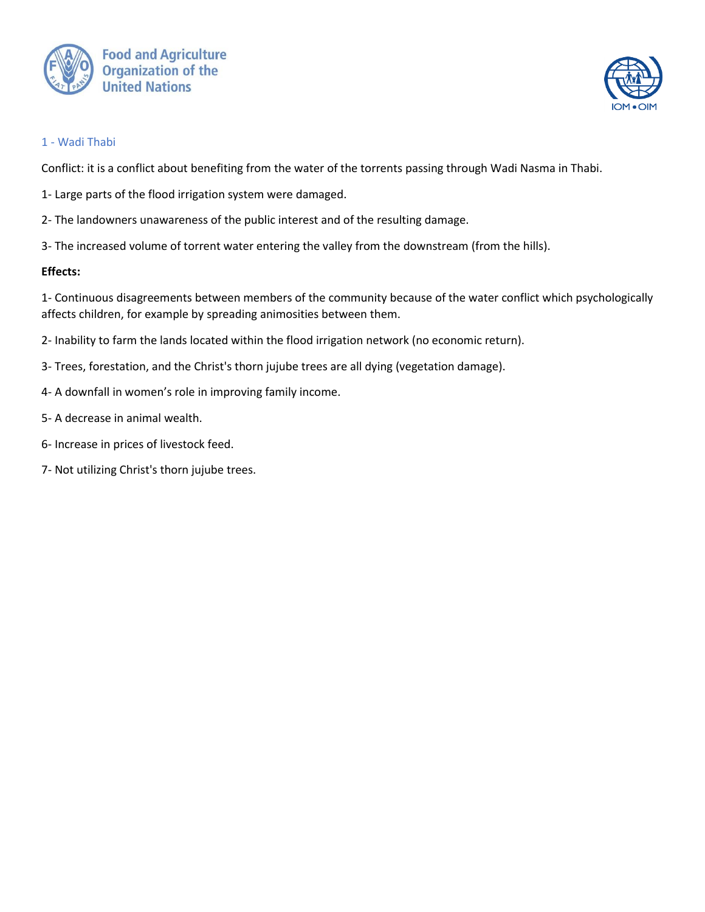## 1 - Wadi Thabi

Conflict: it is a conflict about benefiting from the water of the torrents passing through Wadi Nasma in Thabi.

1- Large parts of the flood irrigation system were damaged.

2- The landowners unawareness of the public interest and of the resulting damage.

3- The increased volume of torrent water entering the valley from the downstream (from the hills).

**Effects:**

1- Continuous disagreements between members of the community because of the water conflict which psychologically affects children, for example by spreading animosities between them.

2- Inability to farm the lands located within the flood irrigation network (no economic return).

3- Trees, forestation, and the Christ's thorn jujube trees are all dying (vegetation damage).

4- A downfall in women's role in improving family income.

5- A decrease in animal wealth.

6- Increase in prices of livestock feed.

7- Not utilizing Christ's thorn jujube trees.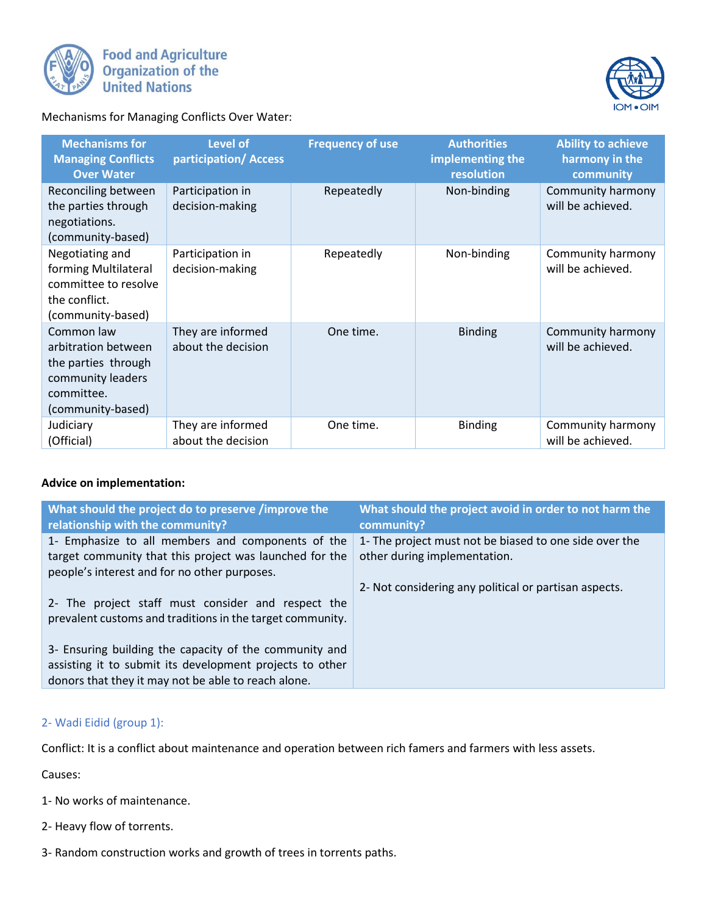Mechanisms for Managing Conflicts Over Water:

| Mechanisms for Managing Conflicts Over Water | Level of participation/ Access | Frequency of use | Authorities implementing the resolution | Ability to achieve harmony in the community |
|---|---|---|---|---|
| Reconciling between the parties through negotiations. (community-based) | Participation in decision-making | Repeatedly | Non-binding | Community harmony will be achieved. |
| Negotiating and forming Multilateral committee to resolve the conflict. (community-based) | Participation in decision-making | Repeatedly | Non-binding | Community harmony will be achieved. |
| Common law arbitration between the parties through community leaders committee. (community-based) | They are informed about the decision | One time. | Binding | Community harmony will be achieved. |
| Judiciary (Official) | They are informed about the decision | One time. | Binding | Community harmony will be achieved. |

**Advice on implementation:**

| What should the project do to preserve /improve the relationship with the community? | What should the project avoid in order to not harm the community? |
|---|---|
| 1- Emphasize to all members and components of the target community that this project was launched for the people's interest and for no other purposes.<br><br>2- The project staff must consider and respect the prevalent customs and traditions in the target community.<br><br>3- Ensuring building the capacity of the community and assisting it to submit its development projects to other donors that they it may not be able to reach alone. | 1- The project must not be biased to one side over the other during implementation.<br><br>2- Not considering any political or partisan aspects. |

## 2- Wadi Eidid (group 1):

Conflict: It is a conflict about maintenance and operation between rich famers and farmers with less assets.

Causes:

1- No works of maintenance.

2- Heavy flow of torrents.

3- Random construction works and growth of trees in torrents paths.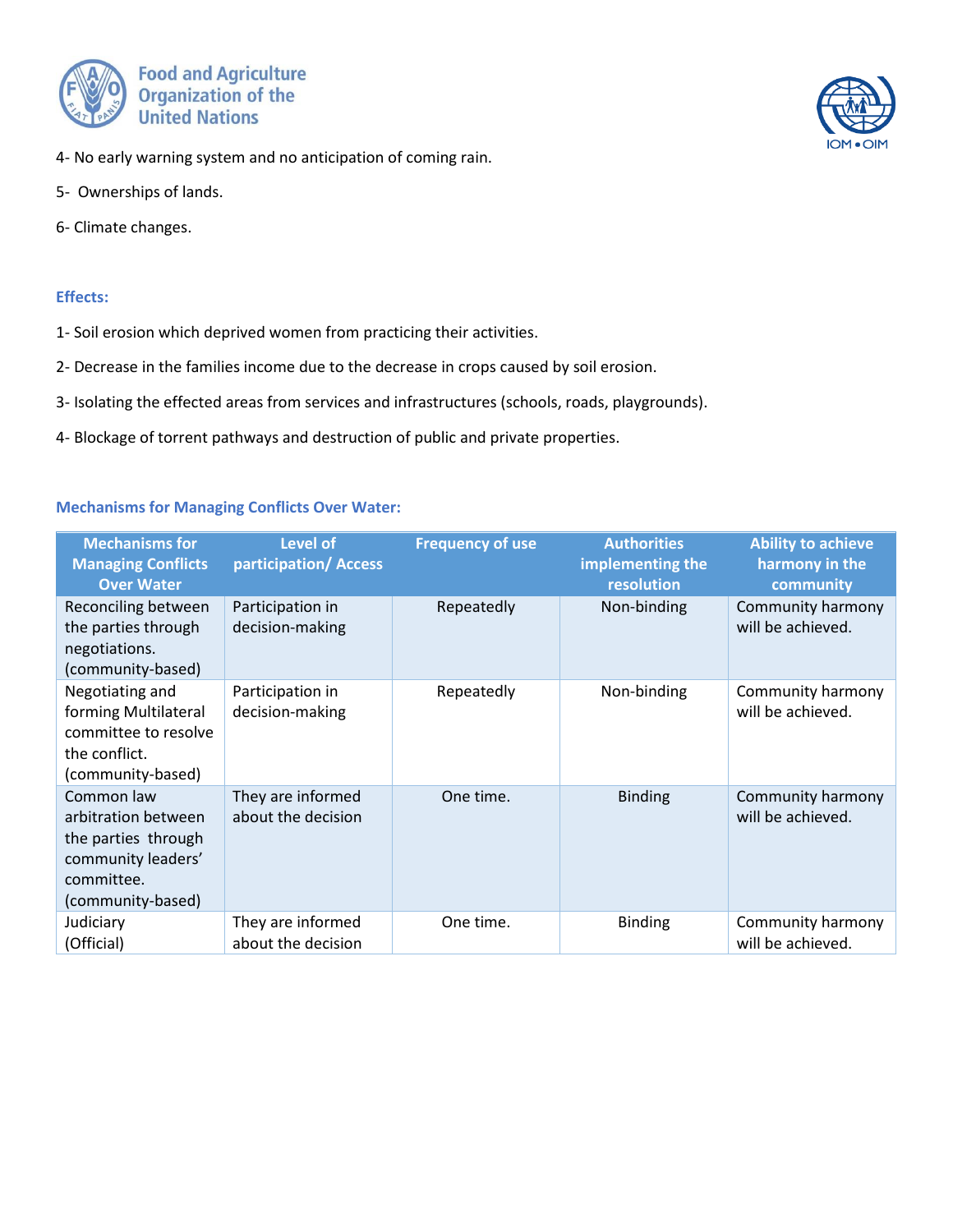4- No early warning system and no anticipation of coming rain.

5- Ownerships of lands.

6- Climate changes.

**Effects:**

1- Soil erosion which deprived women from practicing their activities.

2- Decrease in the families income due to the decrease in crops caused by soil erosion.

3- Isolating the effected areas from services and infrastructures (schools, roads, playgrounds).

4- Blockage of torrent pathways and destruction of public and private properties.

**Mechanisms for Managing Conflicts Over Water:**

| Mechanisms for Managing Conflicts Over Water | Level of participation/ Access | Frequency of use | Authorities implementing the resolution | Ability to achieve harmony in the community |
|---|---|---|---|---|
| Reconciling between the parties through negotiations. (community-based) | Participation in decision-making | Repeatedly | Non-binding | Community harmony will be achieved. |
| Negotiating and forming Multilateral committee to resolve the conflict. (community-based) | Participation in decision-making | Repeatedly | Non-binding | Community harmony will be achieved. |
| Common law arbitration between the parties through community leaders' committee. (community-based) | They are informed about the decision | One time. | Binding | Community harmony will be achieved. |
| Judiciary (Official) | They are informed about the decision | One time. | Binding | Community harmony will be achieved. |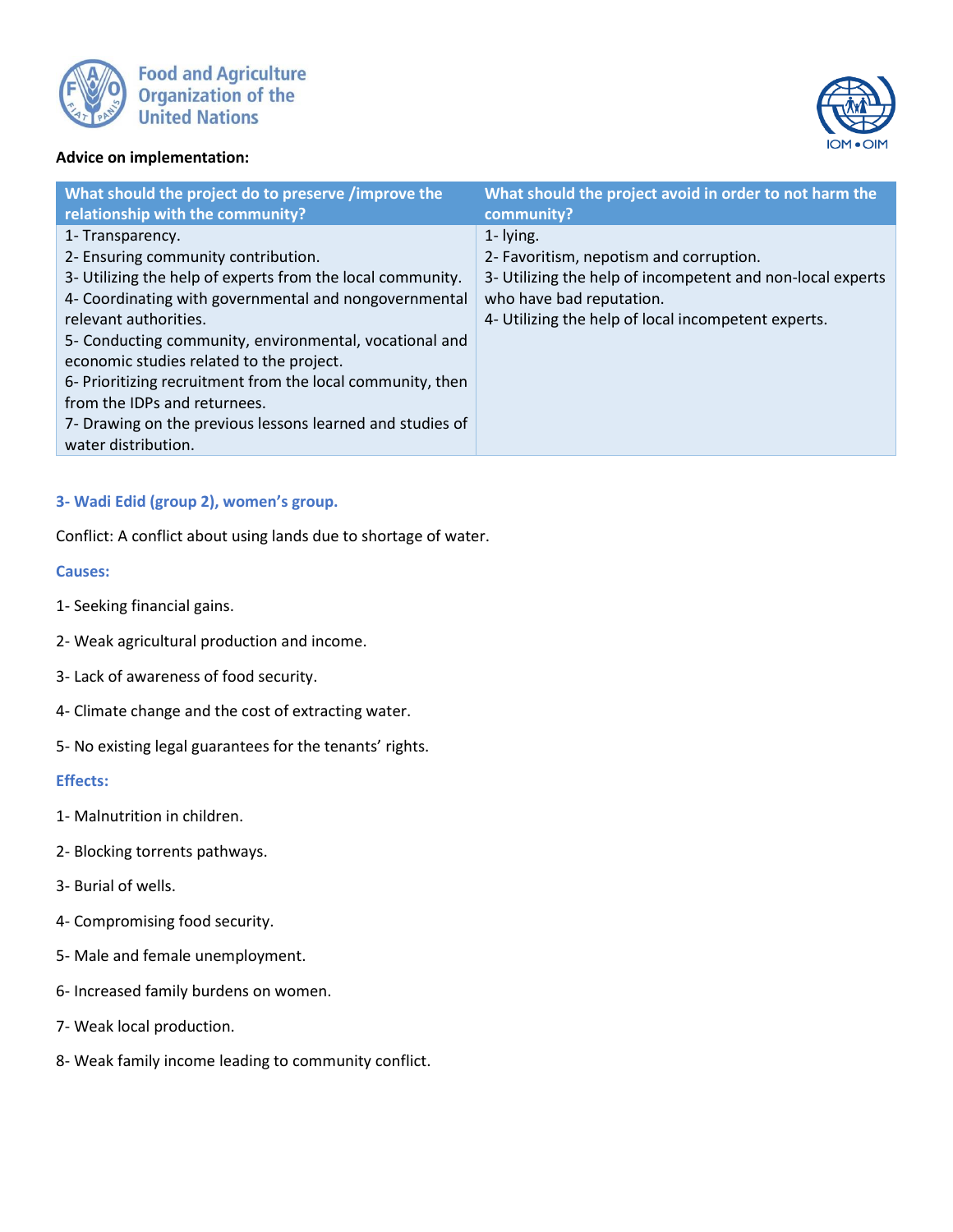**Advice on implementation:**

| What should the project do to preserve /improve the relationship with the community? | What should the project avoid in order to not harm the community? |
|---|---|
| 1- Transparency.<br>2- Ensuring community contribution.<br>3- Utilizing the help of experts from the local community.<br>4- Coordinating with governmental and nongovernmental relevant authorities.<br>5- Conducting community, environmental, vocational and economic studies related to the project.<br>6- Prioritizing recruitment from the local community, then from the IDPs and returnees.<br>7- Drawing on the previous lessons learned and studies of water distribution. | 1- lying.<br>2- Favoritism, nepotism and corruption.<br>3- Utilizing the help of incompetent and non-local experts who have bad reputation.<br>4- Utilizing the help of local incompetent experts. |

### 3- Wadi Edid (group 2), women's group.

Conflict: A conflict about using lands due to shortage of water.

#### Causes:

1- Seeking financial gains.

2- Weak agricultural production and income.

3- Lack of awareness of food security.

4- Climate change and the cost of extracting water.

5- No existing legal guarantees for the tenants' rights.

#### Effects:

1- Malnutrition in children.

2- Blocking torrents pathways.

3- Burial of wells.

4- Compromising food security.

5- Male and female unemployment.

6- Increased family burdens on women.

7- Weak local production.

8- Weak family income leading to community conflict.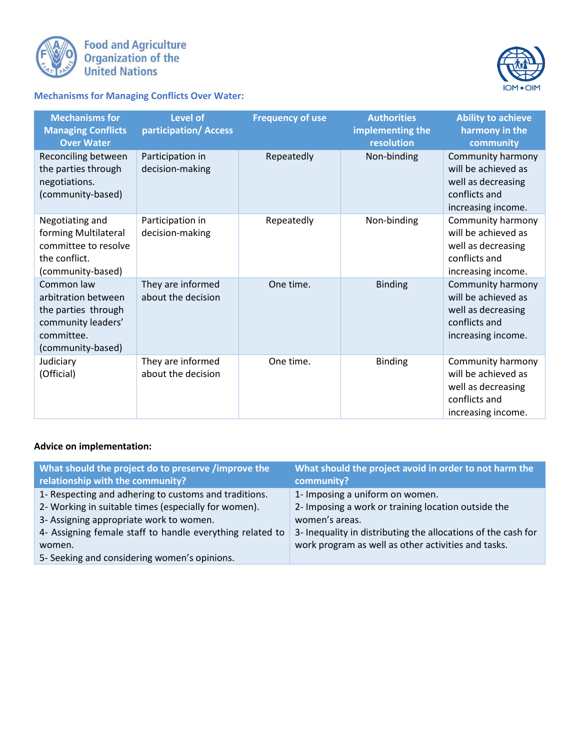### Mechanisms for Managing Conflicts Over Water:

| Mechanisms for Managing Conflicts Over Water | Level of participation/ Access | Frequency of use | Authorities implementing the resolution | Ability to achieve harmony in the community |
|---|---|---|---|---|
| Reconciling between the parties through negotiations. (community-based) | Participation in decision-making | Repeatedly | Non-binding | Community harmony will be achieved as well as decreasing conflicts and increasing income. |
| Negotiating and forming Multilateral committee to resolve the conflict. (community-based) | Participation in decision-making | Repeatedly | Non-binding | Community harmony will be achieved as well as decreasing conflicts and increasing income. |
| Common law arbitration between the parties through community leaders' committee. (community-based) | They are informed about the decision | One time. | Binding | Community harmony will be achieved as well as decreasing conflicts and increasing income. |
| Judiciary (Official) | They are informed about the decision | One time. | Binding | Community harmony will be achieved as well as decreasing conflicts and increasing income. |

**Advice on implementation:**

| What should the project do to preserve /improve the relationship with the community? | What should the project avoid in order to not harm the community? |
|---|---|
| 1- Respecting and adhering to customs and traditions.<br>2- Working in suitable times (especially for women).<br>3- Assigning appropriate work to women.<br>4- Assigning female staff to handle everything related to women.<br>5- Seeking and considering women's opinions. | 1- Imposing a uniform on women.<br>2- Imposing a work or training location outside the women's areas.<br>3- Inequality in distributing the allocations of the cash for work program as well as other activities and tasks. |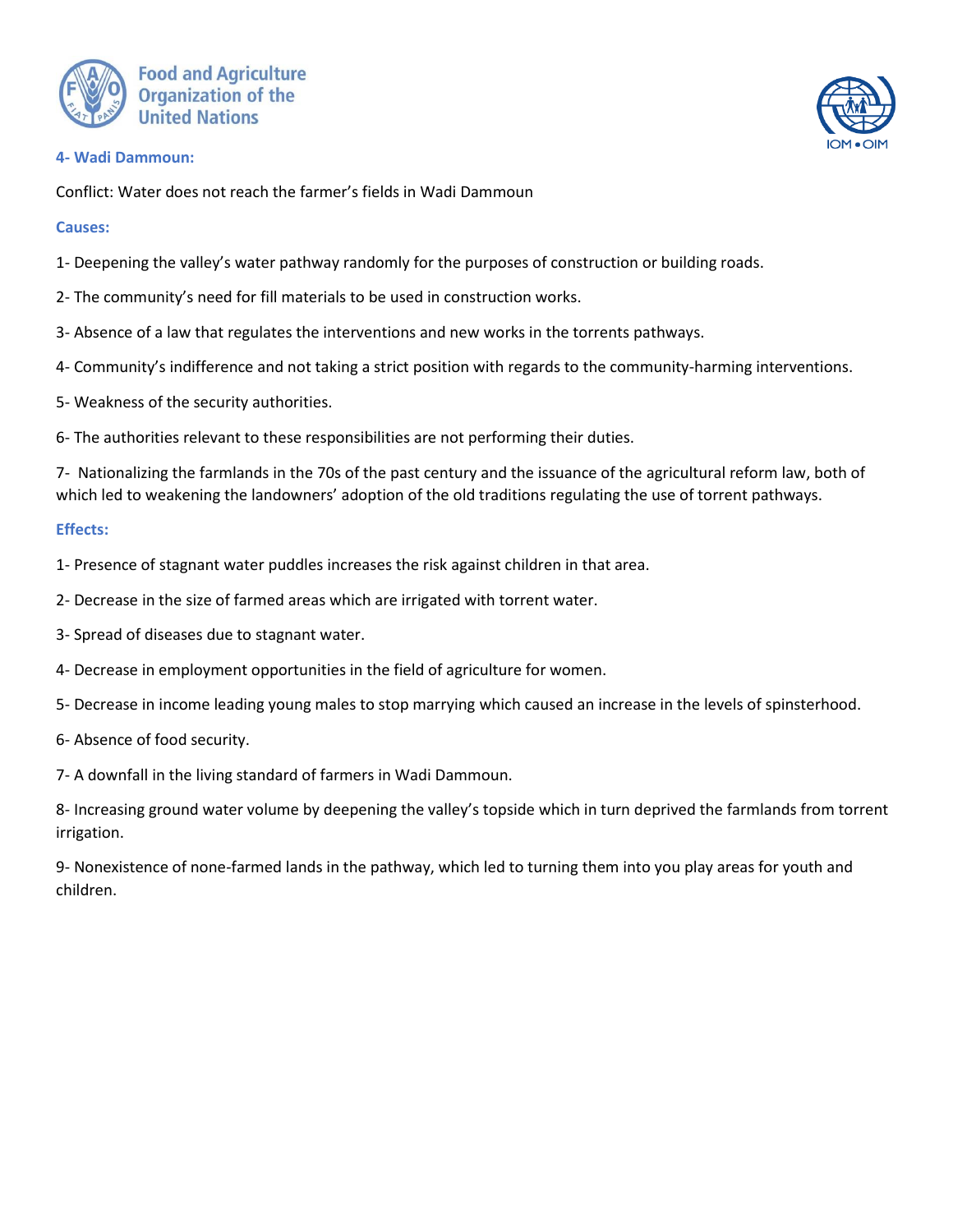### 4- Wadi Dammoun:

Conflict: Water does not reach the farmer's fields in Wadi Dammoun

**Causes:**

1- Deepening the valley's water pathway randomly for the purposes of construction or building roads.

2- The community's need for fill materials to be used in construction works.

3- Absence of a law that regulates the interventions and new works in the torrents pathways.

4- Community's indifference and not taking a strict position with regards to the community-harming interventions.

5- Weakness of the security authorities.

6- The authorities relevant to these responsibilities are not performing their duties.

7- Nationalizing the farmlands in the 70s of the past century and the issuance of the agricultural reform law, both of which led to weakening the landowners' adoption of the old traditions regulating the use of torrent pathways.

**Effects:**

1- Presence of stagnant water puddles increases the risk against children in that area.

2- Decrease in the size of farmed areas which are irrigated with torrent water.

3- Spread of diseases due to stagnant water.

4- Decrease in employment opportunities in the field of agriculture for women.

5- Decrease in income leading young males to stop marrying which caused an increase in the levels of spinsterhood.

6- Absence of food security.

7- A downfall in the living standard of farmers in Wadi Dammoun.

8- Increasing ground water volume by deepening the valley's topside which in turn deprived the farmlands from torrent irrigation.

9- Nonexistence of none-farmed lands in the pathway, which led to turning them into you play areas for youth and children.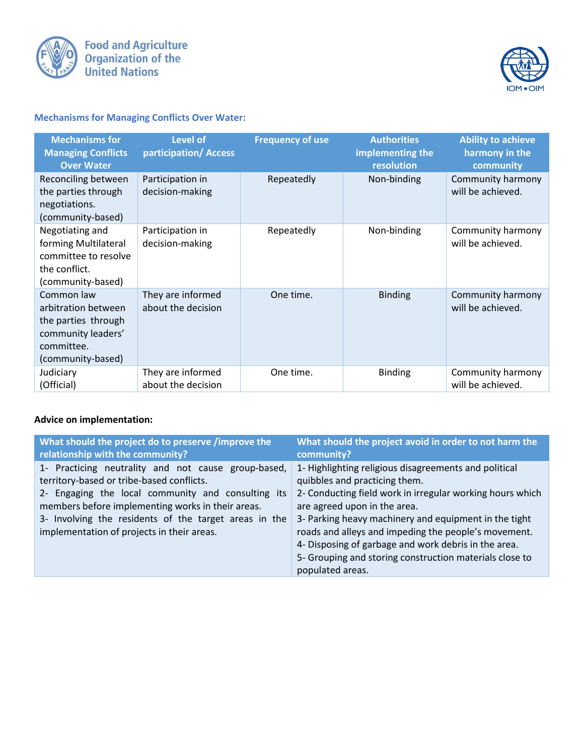Food and Agriculture Organization of the United Nations

IOM • OIM

### Mechanisms for Managing Conflicts Over Water:

| Mechanisms for Managing Conflicts Over Water | Level of participation/ Access | Frequency of use | Authorities implementing the resolution | Ability to achieve harmony in the community |
|---|---|---|---|---|
| Reconciling between the parties through negotiations. (community-based) | Participation in decision-making | Repeatedly | Non-binding | Community harmony will be achieved. |
| Negotiating and forming Multilateral committee to resolve the conflict. (community-based) | Participation in decision-making | Repeatedly | Non-binding | Community harmony will be achieved. |
| Common law arbitration between the parties through community leaders' committee. (community-based) | They are informed about the decision | One time. | Binding | Community harmony will be achieved. |
| Judiciary (Official) | They are informed about the decision | One time. | Binding | Community harmony will be achieved. |

**Advice on implementation:**

| What should the project do to preserve /improve the relationship with the community? | What should the project avoid in order to not harm the community? |
|---|---|
| 1- Practicing neutrality and not cause group-based, territory-based or tribe-based conflicts.<br>2- Engaging the local community and consulting its members before implementing works in their areas.<br>3- Involving the residents of the target areas in the implementation of projects in their areas. | 1- Highlighting religious disagreements and political quibbles and practicing them.<br>2- Conducting field work in irregular working hours which are agreed upon in the area.<br>3- Parking heavy machinery and equipment in the tight roads and alleys and impeding the people's movement.<br>4- Disposing of garbage and work debris in the area.<br>5- Grouping and storing construction materials close to populated areas. |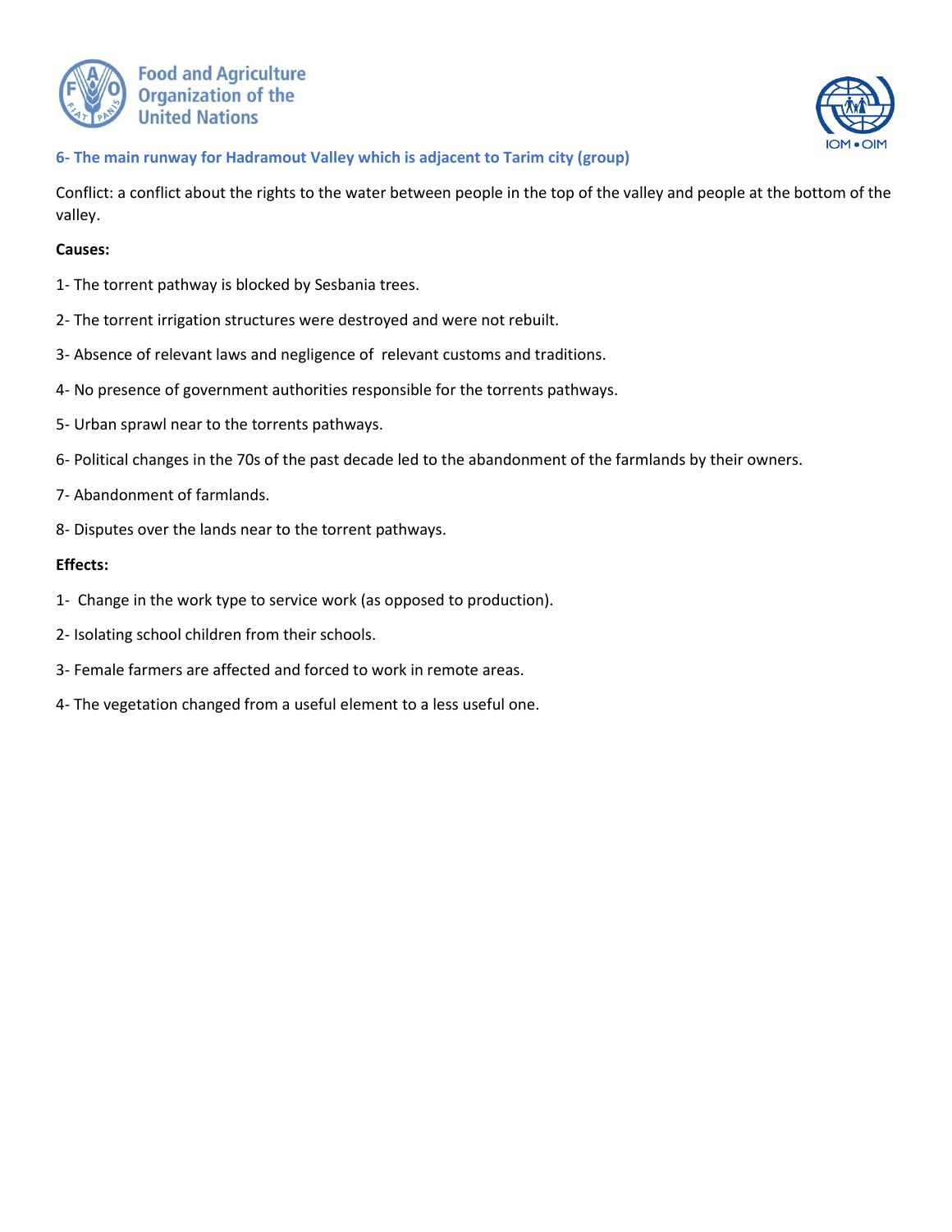### 6- The main runway for Hadramout Valley which is adjacent to Tarim city (group)

Conflict: a conflict about the rights to the water between people in the top of the valley and people at the bottom of the valley.

**Causes:**

1- The torrent pathway is blocked by Sesbania trees.

2- The torrent irrigation structures were destroyed and were not rebuilt.

3- Absence of relevant laws and negligence of relevant customs and traditions.

4- No presence of government authorities responsible for the torrents pathways.

5- Urban sprawl near to the torrents pathways.

6- Political changes in the 70s of the past decade led to the abandonment of the farmlands by their owners.

7- Abandonment of farmlands.

8- Disputes over the lands near to the torrent pathways.

**Effects:**

1- Change in the work type to service work (as opposed to production).

2- Isolating school children from their schools.

3- Female farmers are affected and forced to work in remote areas.

4- The vegetation changed from a useful element to a less useful one.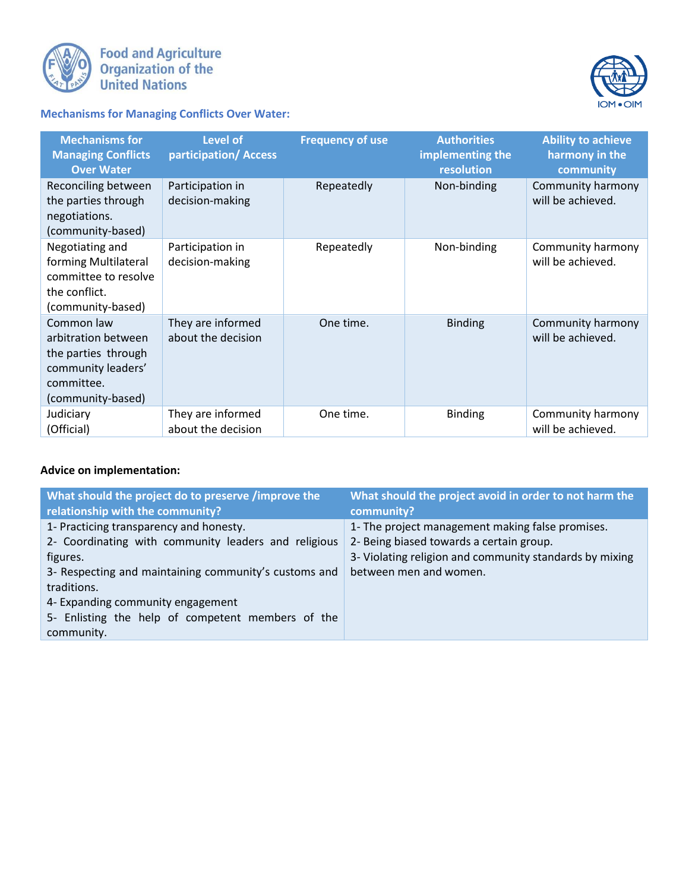**Mechanisms for Managing Conflicts Over Water:**

| Mechanisms for Managing Conflicts Over Water | Level of participation/ Access | Frequency of use | Authorities implementing the resolution | Ability to achieve harmony in the community |
|---|---|---|---|---|
| Reconciling between the parties through negotiations. (community-based) | Participation in decision-making | Repeatedly | Non-binding | Community harmony will be achieved. |
| Negotiating and forming Multilateral committee to resolve the conflict. (community-based) | Participation in decision-making | Repeatedly | Non-binding | Community harmony will be achieved. |
| Common law arbitration between the parties through community leaders' committee. (community-based) | They are informed about the decision | One time. | Binding | Community harmony will be achieved. |
| Judiciary (Official) | They are informed about the decision | One time. | Binding | Community harmony will be achieved. |

**Advice on implementation:**

| What should the project do to preserve /improve the relationship with the community? | What should the project avoid in order to not harm the community? |
|---|---|
| 1- Practicing transparency and honesty.<br>2- Coordinating with community leaders and religious figures.<br>3- Respecting and maintaining community's customs and traditions.<br>4- Expanding community engagement<br>5- Enlisting the help of competent members of the community. | 1- The project management making false promises.<br>2- Being biased towards a certain group.<br>3- Violating religion and community standards by mixing between men and women. |